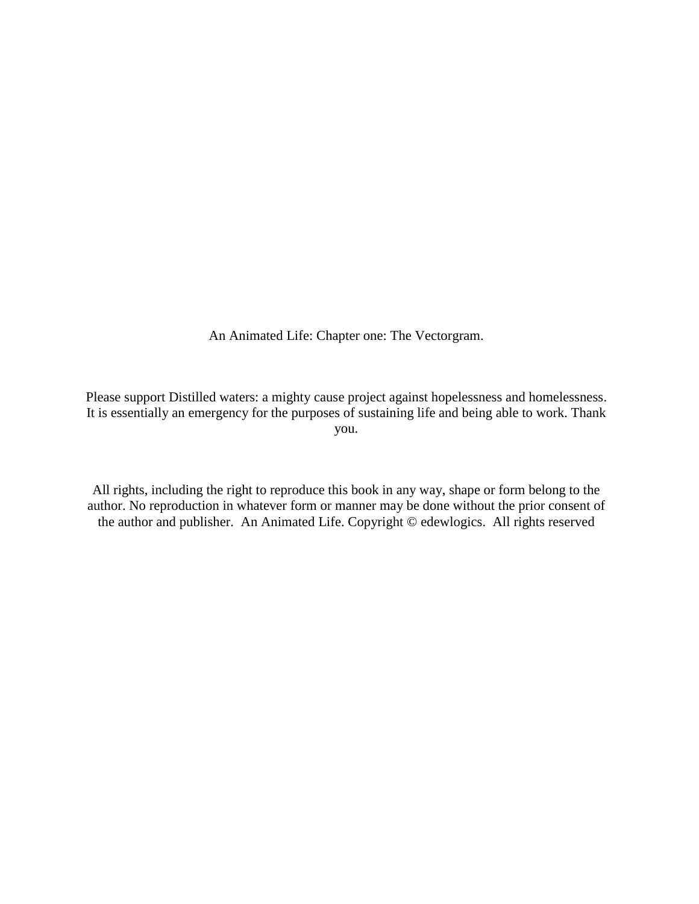An Animated Life: Chapter one: The Vectorgram.

Please support Distilled waters: a mighty cause project against hopelessness and homelessness. It is essentially an emergency for the purposes of sustaining life and being able to work. Thank you.

All rights, including the right to reproduce this book in any way, shape or form belong to the author. No reproduction in whatever form or manner may be done without the prior consent of the author and publisher. An Animated Life. Copyright © edewlogics. All rights reserved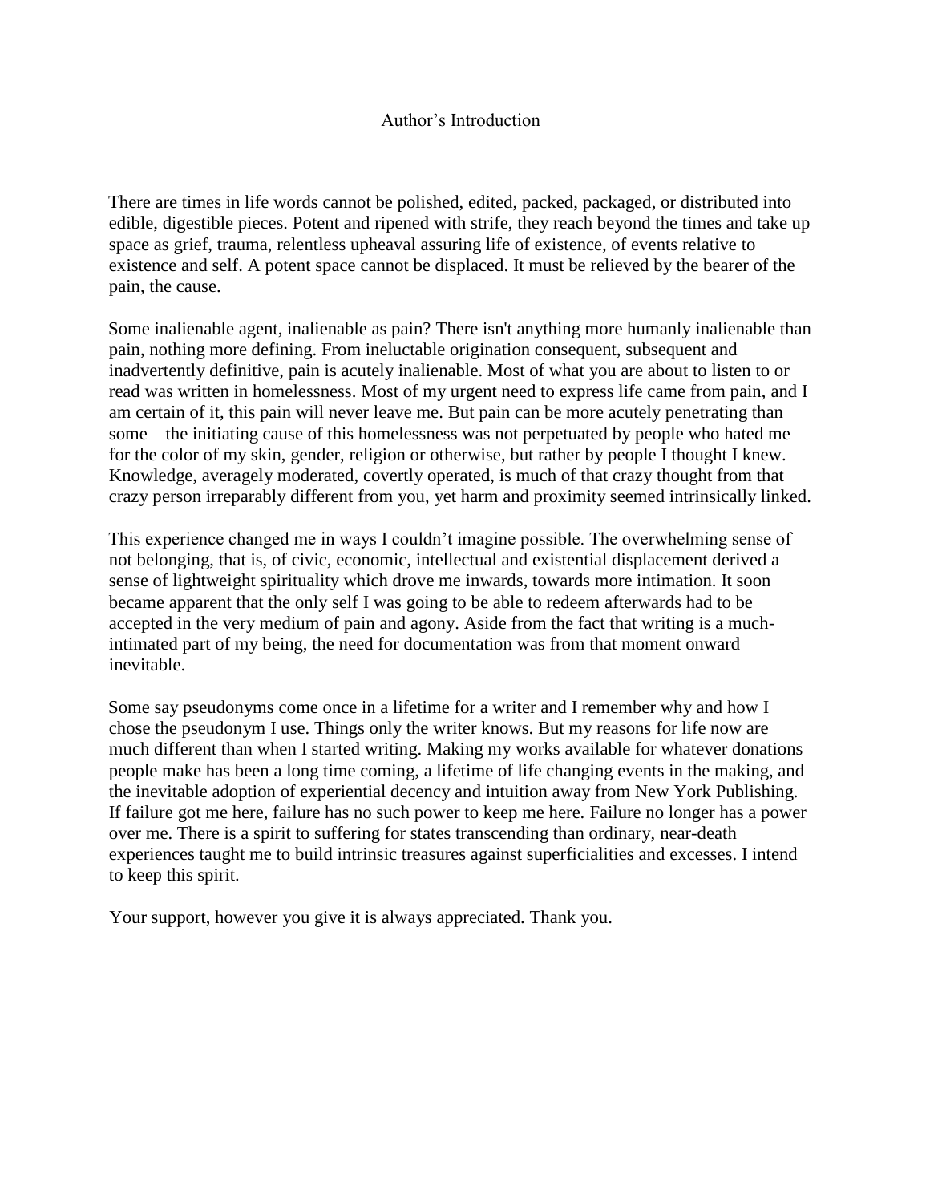# Author's Introduction

There are times in life words cannot be polished, edited, packed, packaged, or distributed into edible, digestible pieces. Potent and ripened with strife, they reach beyond the times and take up space as grief, trauma, relentless upheaval assuring life of existence, of events relative to existence and self. A potent space cannot be displaced. It must be relieved by the bearer of the pain, the cause.

Some inalienable agent, inalienable as pain? There isn't anything more humanly inalienable than pain, nothing more defining. From ineluctable origination consequent, subsequent and inadvertently definitive, pain is acutely inalienable. Most of what you are about to listen to or read was written in homelessness. Most of my urgent need to express life came from pain, and I am certain of it, this pain will never leave me. But pain can be more acutely penetrating than some—the initiating cause of this homelessness was not perpetuated by people who hated me for the color of my skin, gender, religion or otherwise, but rather by people I thought I knew. Knowledge, averagely moderated, covertly operated, is much of that crazy thought from that crazy person irreparably different from you, yet harm and proximity seemed intrinsically linked.

This experience changed me in ways I couldn't imagine possible. The overwhelming sense of not belonging, that is, of civic, economic, intellectual and existential displacement derived a sense of lightweight spirituality which drove me inwards, towards more intimation. It soon became apparent that the only self I was going to be able to redeem afterwards had to be accepted in the very medium of pain and agony. Aside from the fact that writing is a much-intimated part of my being, the need for documentation was from that moment onward inevitable.

Some say pseudonyms come once in a lifetime for a writer and I remember why and how I chose the pseudonym I use. Things only the writer knows. But my reasons for life now are much different than when I started writing. Making my works available for whatever donations people make has been a long time coming, a lifetime of life changing events in the making, and the inevitable adoption of experiential decency and intuition away from New York Publishing. If failure got me here, failure has no such power to keep me here. Failure no longer has a power over me. There is a spirit to suffering for states transcending than ordinary, near-death experiences taught me to build intrinsic treasures against superficialities and excesses. I intend to keep this spirit.

Your support, however you give it is always appreciated. Thank you.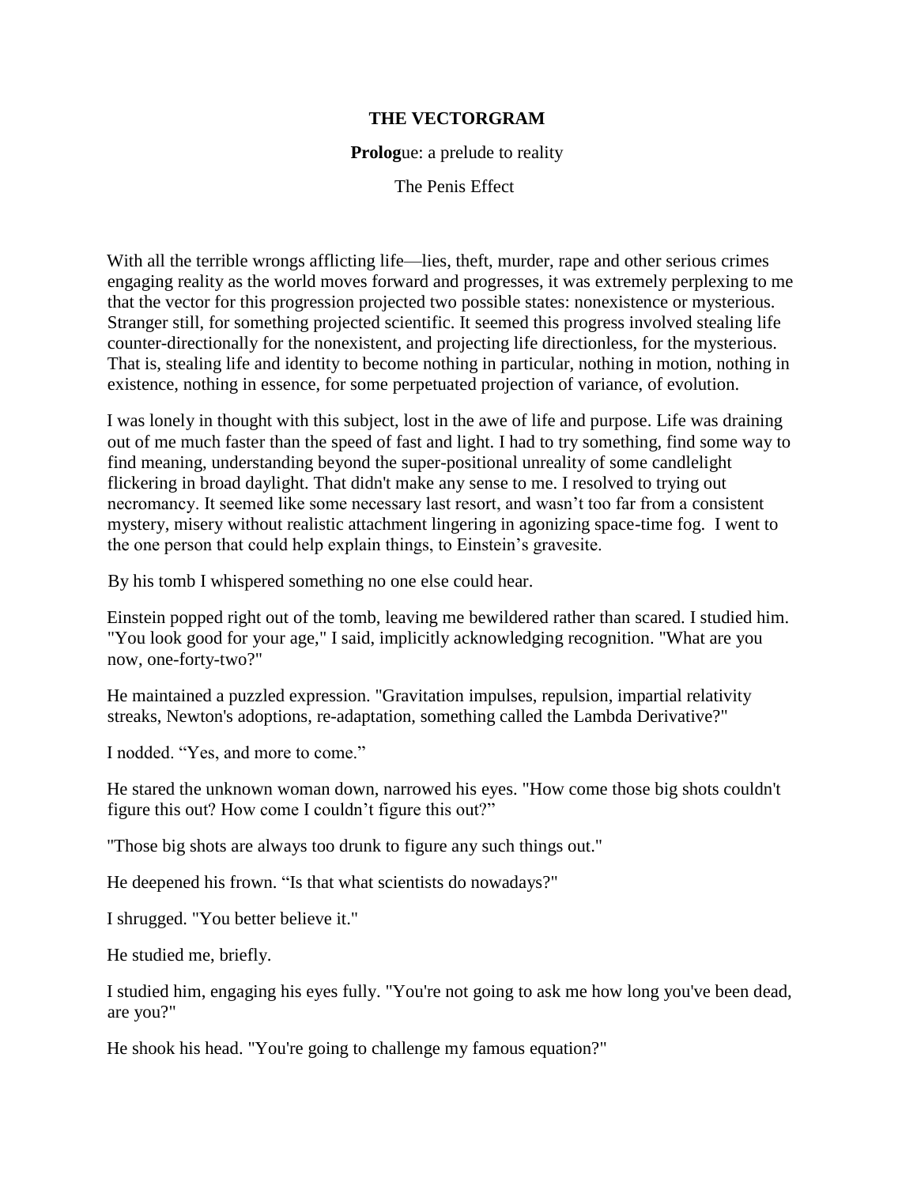# THE VECTORGRAM

**Prolog**ue: a prelude to reality

The Penis Effect

With all the terrible wrongs afflicting life—lies, theft, murder, rape and other serious crimes engaging reality as the world moves forward and progresses, it was extremely perplexing to me that the vector for this progression projected two possible states: nonexistence or mysterious. Stranger still, for something projected scientific. It seemed this progress involved stealing life counter-directionally for the nonexistent, and projecting life directionless, for the mysterious. That is, stealing life and identity to become nothing in particular, nothing in motion, nothing in existence, nothing in essence, for some perpetuated projection of variance, of evolution.

I was lonely in thought with this subject, lost in the awe of life and purpose. Life was draining out of me much faster than the speed of fast and light. I had to try something, find some way to find meaning, understanding beyond the super-positional unreality of some candlelight flickering in broad daylight. That didn't make any sense to me. I resolved to trying out necromancy. It seemed like some necessary last resort, and wasn't too far from a consistent mystery, misery without realistic attachment lingering in agonizing space-time fog. I went to the one person that could help explain things, to Einstein's gravesite.

By his tomb I whispered something no one else could hear.

Einstein popped right out of the tomb, leaving me bewildered rather than scared. I studied him. "You look good for your age," I said, implicitly acknowledging recognition. "What are you now, one-forty-two?"

He maintained a puzzled expression. "Gravitation impulses, repulsion, impartial relativity streaks, Newton's adoptions, re-adaptation, something called the Lambda Derivative?"

I nodded. "Yes, and more to come."

He stared the unknown woman down, narrowed his eyes. "How come those big shots couldn't figure this out? How come I couldn't figure this out?"

"Those big shots are always too drunk to figure any such things out."

He deepened his frown. "Is that what scientists do nowadays?"

I shrugged. "You better believe it."

He studied me, briefly.

I studied him, engaging his eyes fully. "You're not going to ask me how long you've been dead, are you?"

He shook his head. "You're going to challenge my famous equation?"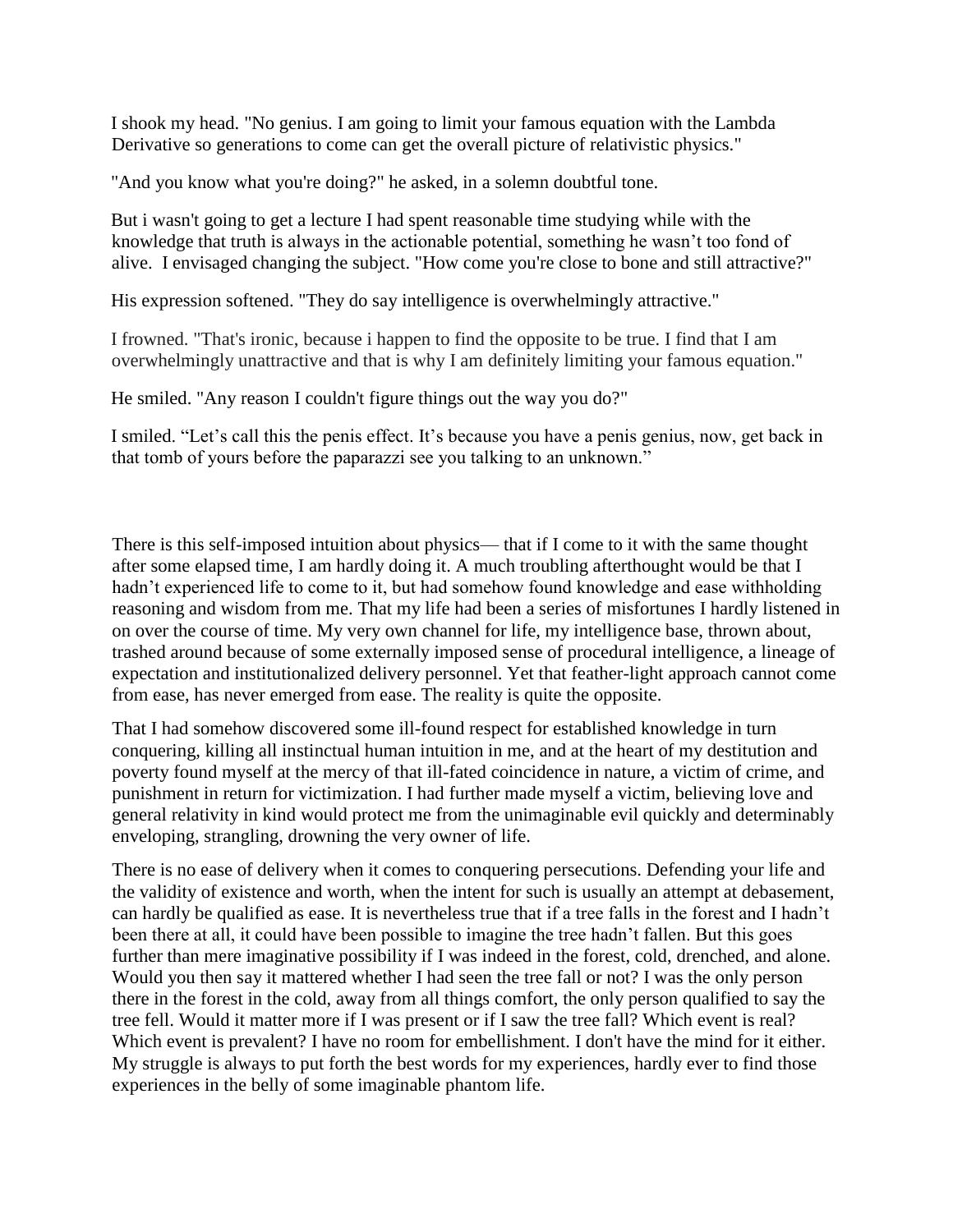I shook my head. "No genius. I am going to limit your famous equation with the Lambda Derivative so generations to come can get the overall picture of relativistic physics."

"And you know what you're doing?" he asked, in a solemn doubtful tone.

But i wasn't going to get a lecture I had spent reasonable time studying while with the knowledge that truth is always in the actionable potential, something he wasn't too fond of alive. I envisaged changing the subject. "How come you're close to bone and still attractive?"

His expression softened. "They do say intelligence is overwhelmingly attractive."

I frowned. "That's ironic, because i happen to find the opposite to be true. I find that I am overwhelmingly unattractive and that is why I am definitely limiting your famous equation."

He smiled. "Any reason I couldn't figure things out the way you do?"

I smiled. "Let's call this the penis effect. It's because you have a penis genius, now, get back in that tomb of yours before the paparazzi see you talking to an unknown."

There is this self-imposed intuition about physics— that if I come to it with the same thought after some elapsed time, I am hardly doing it. A much troubling afterthought would be that I hadn't experienced life to come to it, but had somehow found knowledge and ease withholding reasoning and wisdom from me. That my life had been a series of misfortunes I hardly listened in on over the course of time. My very own channel for life, my intelligence base, thrown about, trashed around because of some externally imposed sense of procedural intelligence, a lineage of expectation and institutionalized delivery personnel. Yet that feather-light approach cannot come from ease, has never emerged from ease. The reality is quite the opposite.

That I had somehow discovered some ill-found respect for established knowledge in turn conquering, killing all instinctual human intuition in me, and at the heart of my destitution and poverty found myself at the mercy of that ill-fated coincidence in nature, a victim of crime, and punishment in return for victimization. I had further made myself a victim, believing love and general relativity in kind would protect me from the unimaginable evil quickly and determinably enveloping, strangling, drowning the very owner of life.

There is no ease of delivery when it comes to conquering persecutions. Defending your life and the validity of existence and worth, when the intent for such is usually an attempt at debasement, can hardly be qualified as ease. It is nevertheless true that if a tree falls in the forest and I hadn't been there at all, it could have been possible to imagine the tree hadn't fallen. But this goes further than mere imaginative possibility if I was indeed in the forest, cold, drenched, and alone. Would you then say it mattered whether I had seen the tree fall or not? I was the only person there in the forest in the cold, away from all things comfort, the only person qualified to say the tree fell. Would it matter more if I was present or if I saw the tree fall? Which event is real? Which event is prevalent? I have no room for embellishment. I don't have the mind for it either. My struggle is always to put forth the best words for my experiences, hardly ever to find those experiences in the belly of some imaginable phantom life.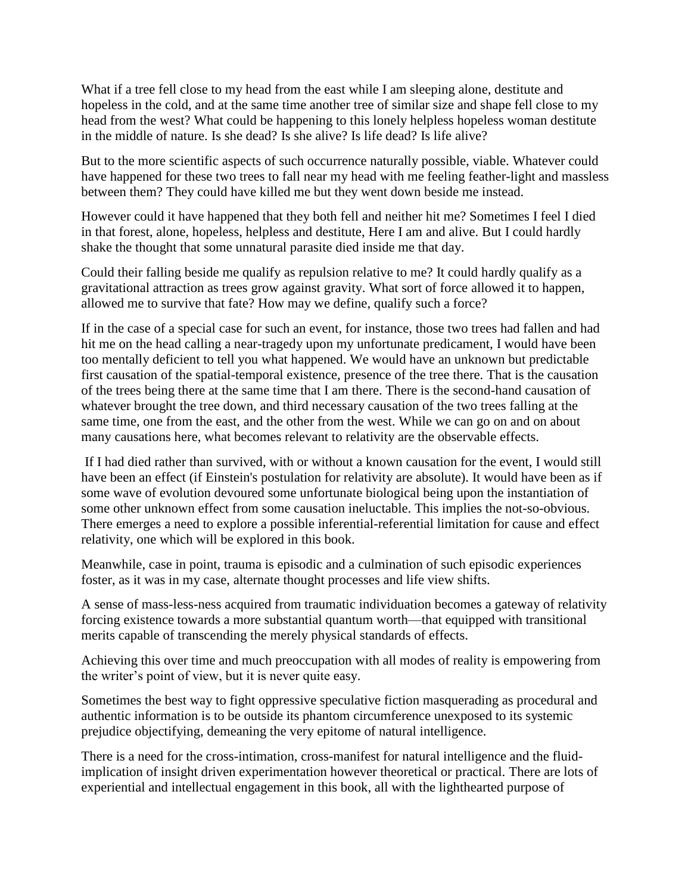What if a tree fell close to my head from the east while I am sleeping alone, destitute and hopeless in the cold, and at the same time another tree of similar size and shape fell close to my head from the west? What could be happening to this lonely helpless hopeless woman destitute in the middle of nature. Is she dead? Is she alive? Is life dead? Is life alive?

But to the more scientific aspects of such occurrence naturally possible, viable. Whatever could have happened for these two trees to fall near my head with me feeling feather-light and massless between them? They could have killed me but they went down beside me instead.

However could it have happened that they both fell and neither hit me? Sometimes I feel I died in that forest, alone, hopeless, helpless and destitute, Here I am and alive. But I could hardly shake the thought that some unnatural parasite died inside me that day.

Could their falling beside me qualify as repulsion relative to me? It could hardly qualify as a gravitational attraction as trees grow against gravity. What sort of force allowed it to happen, allowed me to survive that fate? How may we define, qualify such a force?

If in the case of a special case for such an event, for instance, those two trees had fallen and had hit me on the head calling a near-tragedy upon my unfortunate predicament, I would have been too mentally deficient to tell you what happened. We would have an unknown but predictable first causation of the spatial-temporal existence, presence of the tree there. That is the causation of the trees being there at the same time that I am there. There is the second-hand causation of whatever brought the tree down, and third necessary causation of the two trees falling at the same time, one from the east, and the other from the west. While we can go on and on about many causations here, what becomes relevant to relativity are the observable effects.

If I had died rather than survived, with or without a known causation for the event, I would still have been an effect (if Einstein's postulation for relativity are absolute). It would have been as if some wave of evolution devoured some unfortunate biological being upon the instantiation of some other unknown effect from some causation ineluctable. This implies the not-so-obvious. There emerges a need to explore a possible inferential-referential limitation for cause and effect relativity, one which will be explored in this book.

Meanwhile, case in point, trauma is episodic and a culmination of such episodic experiences foster, as it was in my case, alternate thought processes and life view shifts.

A sense of mass-less-ness acquired from traumatic individuation becomes a gateway of relativity forcing existence towards a more substantial quantum worth—that equipped with transitional merits capable of transcending the merely physical standards of effects.

Achieving this over time and much preoccupation with all modes of reality is empowering from the writer's point of view, but it is never quite easy.

Sometimes the best way to fight oppressive speculative fiction masquerading as procedural and authentic information is to be outside its phantom circumference unexposed to its systemic prejudice objectifying, demeaning the very epitome of natural intelligence.

There is a need for the cross-intimation, cross-manifest for natural intelligence and the fluid-implication of insight driven experimentation however theoretical or practical. There are lots of experiential and intellectual engagement in this book, all with the lighthearted purpose of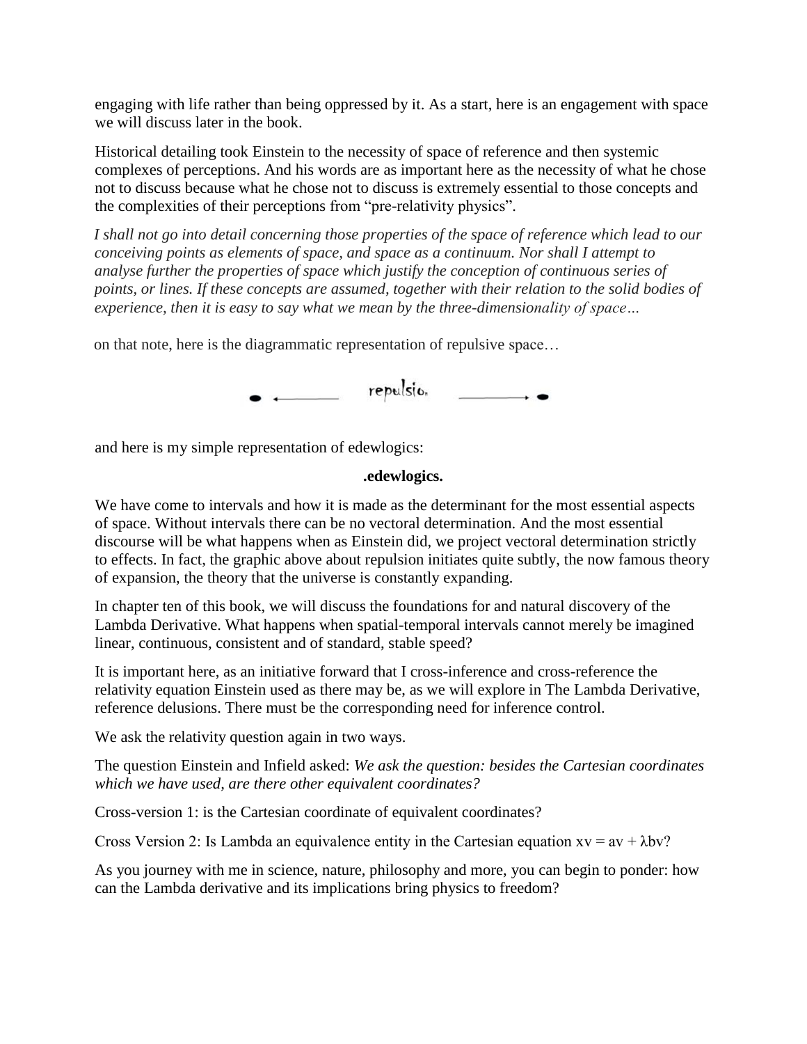engaging with life rather than being oppressed by it. As a start, here is an engagement with space we will discuss later in the book.

Historical detailing took Einstein to the necessity of space of reference and then systemic complexes of perceptions. And his words are as important here as the necessity of what he chose not to discuss because what he chose not to discuss is extremely essential to those concepts and the complexities of their perceptions from "pre-relativity physics".

*I shall not go into detail concerning those properties of the space of reference which lead to our conceiving points as elements of space, and space as a continuum. Nor shall I attempt to analyse further the properties of space which justify the conception of continuous series of points, or lines. If these concepts are assumed, together with their relation to the solid bodies of experience, then it is easy to say what we mean by the three-dimensionality of space…*

on that note, here is the diagrammatic representation of repulsive space…

• ←——— repulsio. ———→ •

and here is my simple representation of edewlogics:

**.edewlogics.**

We have come to intervals and how it is made as the determinant for the most essential aspects of space. Without intervals there can be no vectoral determination. And the most essential discourse will be what happens when as Einstein did, we project vectoral determination strictly to effects. In fact, the graphic above about repulsion initiates quite subtly, the now famous theory of expansion, the theory that the universe is constantly expanding.

In chapter ten of this book, we will discuss the foundations for and natural discovery of the Lambda Derivative. What happens when spatial-temporal intervals cannot merely be imagined linear, continuous, consistent and of standard, stable speed?

It is important here, as an initiative forward that I cross-inference and cross-reference the relativity equation Einstein used as there may be, as we will explore in The Lambda Derivative, reference delusions. There must be the corresponding need for inference control.

We ask the relativity question again in two ways.

The question Einstein and Infield asked: *We ask the question: besides the Cartesian coordinates which we have used, are there other equivalent coordinates?*

Cross-version 1: is the Cartesian coordinate of equivalent coordinates?

Cross Version 2: Is Lambda an equivalence entity in the Cartesian equation $xv = av + \lambda bv$?

As you journey with me in science, nature, philosophy and more, you can begin to ponder: how can the Lambda derivative and its implications bring physics to freedom?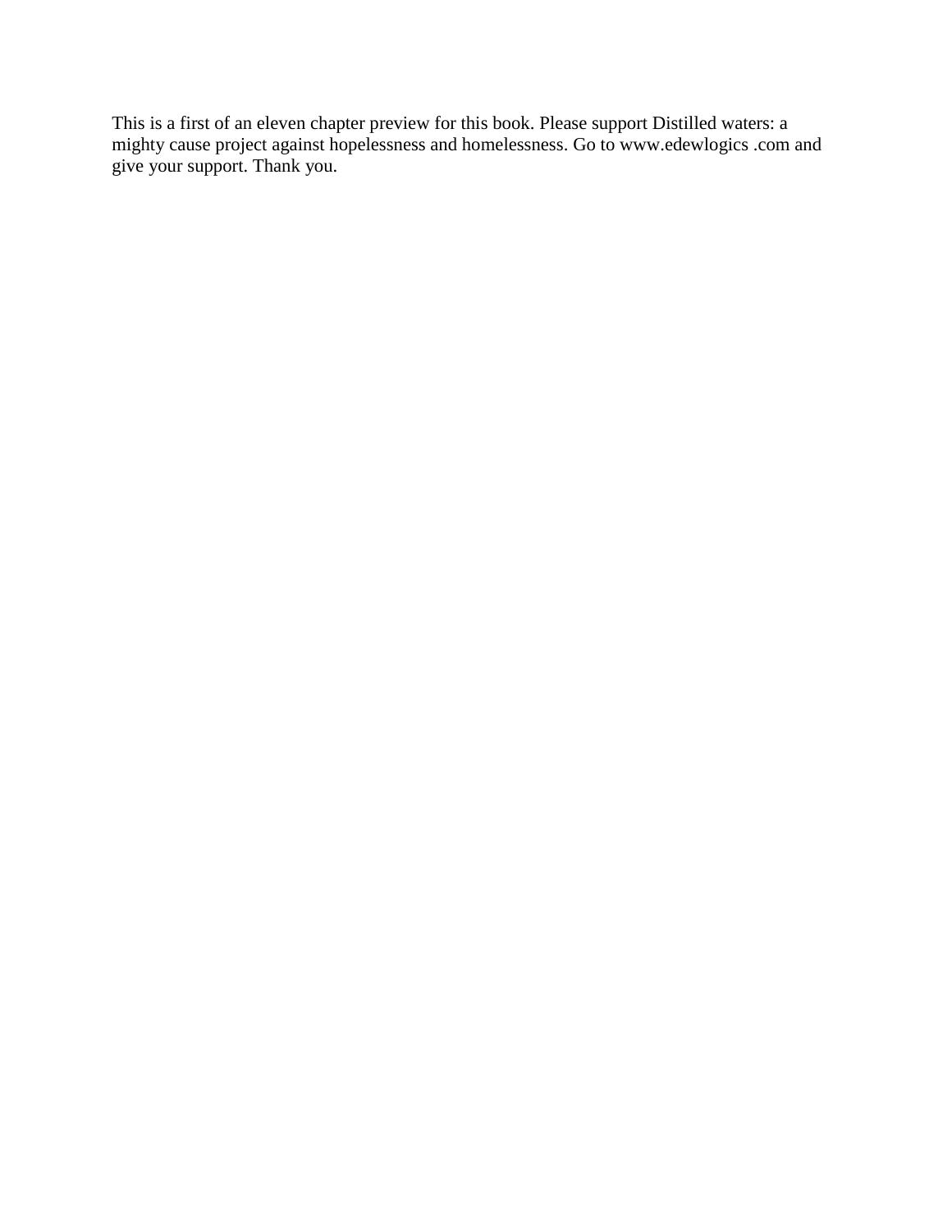This is a first of an eleven chapter preview for this book. Please support Distilled waters: a mighty cause project against hopelessness and homelessness. Go to www.edewlogics .com and give your support. Thank you.